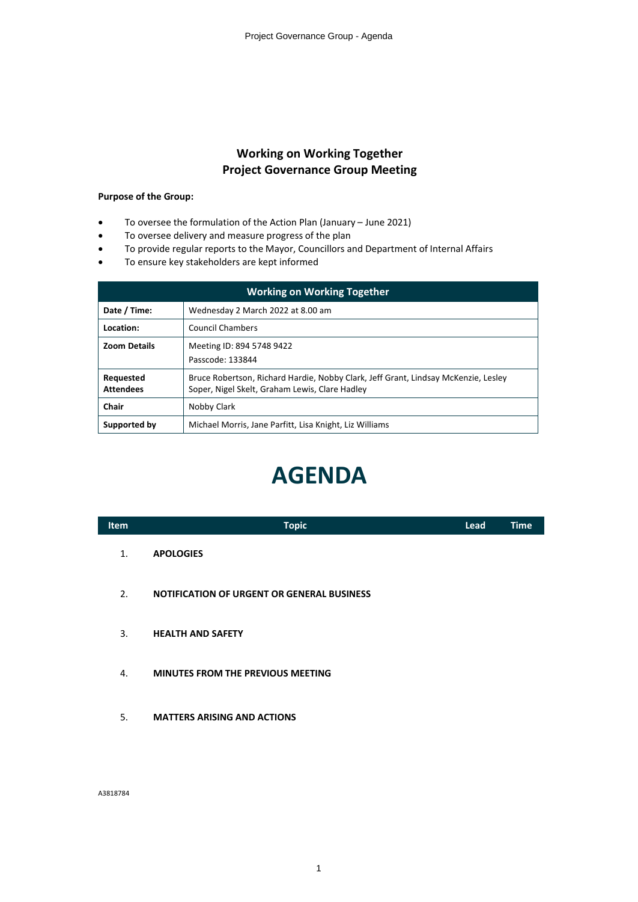# Working on Working Together
# Project Governance Group Meeting

**Purpose of the Group:**

- To oversee the formulation of the Action Plan (January – June 2021)
- To oversee delivery and measure progress of the plan
- To provide regular reports to the Mayor, Councillors and Department of Internal Affairs
- To ensure key stakeholders are kept informed

| Working on Working Together | |
|---|---|
| **Date / Time:** | Wednesday 2 March 2022 at 8.00 am |
| **Location:** | Council Chambers |
| **Zoom Details** | Meeting ID: 894 5748 9422<br>Passcode: 133844 |
| **Requested Attendees** | Bruce Robertson, Richard Hardie, Nobby Clark, Jeff Grant, Lindsay McKenzie, Lesley Soper, Nigel Skelt, Graham Lewis, Clare Hadley |
| **Chair** | Nobby Clark |
| **Supported by** | Michael Morris, Jane Parfitt, Lisa Knight, Liz Williams |

# AGENDA

| Item | Topic | Lead | Time |
|---|---|---|---|
| 1. | **APOLOGIES** | | |
| 2. | **NOTIFICATION OF URGENT OR GENERAL BUSINESS** | | |
| 3. | **HEALTH AND SAFETY** | | |
| 4. | **MINUTES FROM THE PREVIOUS MEETING** | | |
| 5. | **MATTERS ARISING AND ACTIONS** | | |

A3818784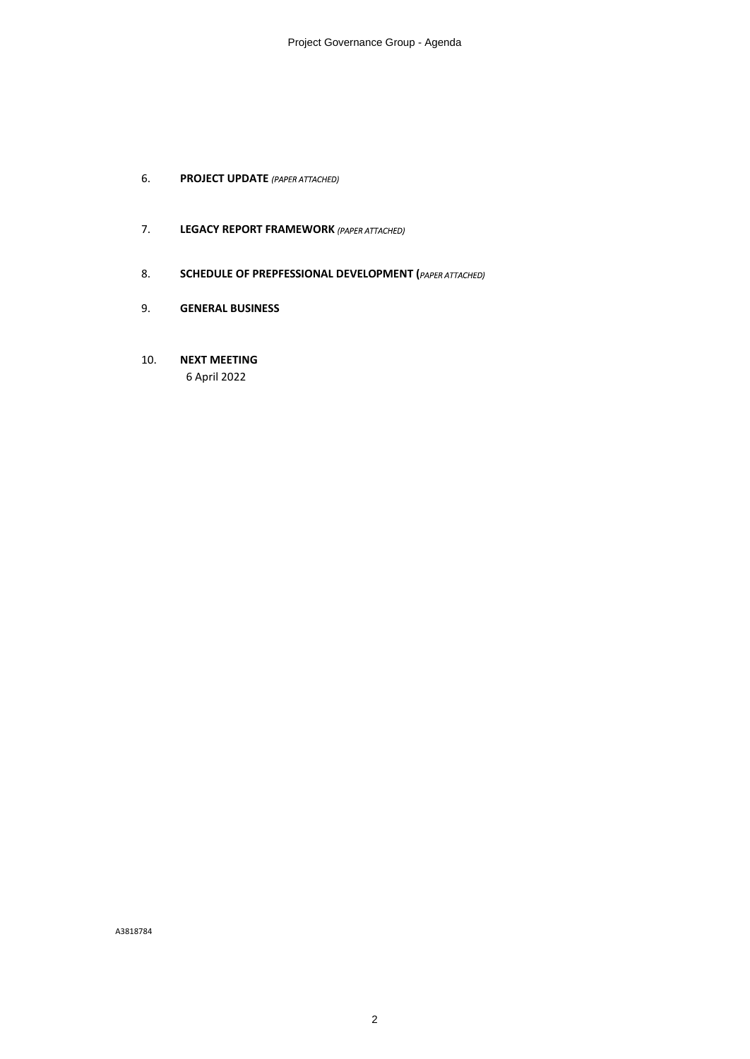6. **PROJECT UPDATE** *(PAPER ATTACHED)*

7. **LEGACY REPORT FRAMEWORK** *(PAPER ATTACHED)*

8. **SCHEDULE OF PREPFESSIONAL DEVELOPMENT (***PAPER ATTACHED)*

9. **GENERAL BUSINESS**

10. **NEXT MEETING**
    6 April 2022

A3818784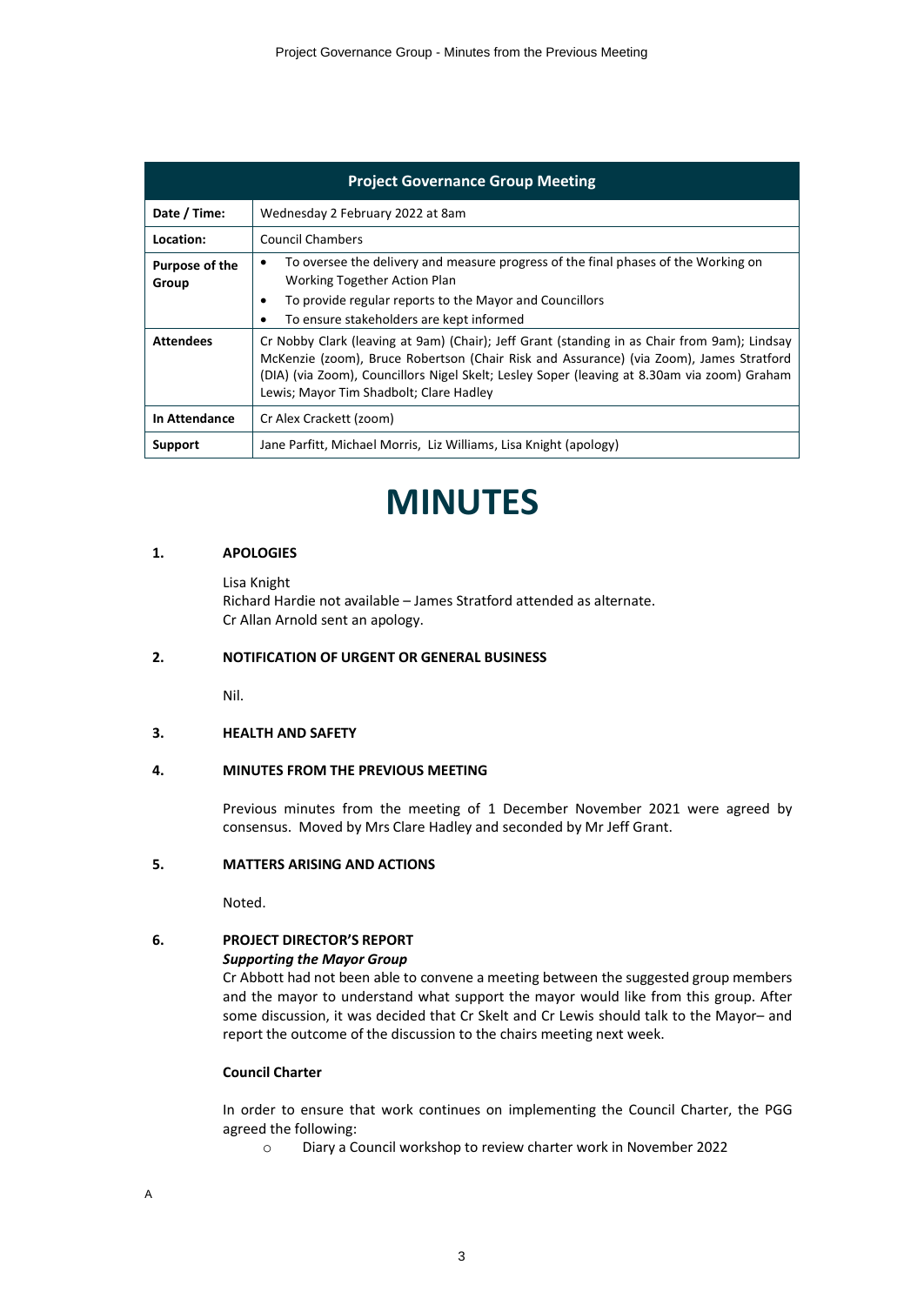| Project Governance Group Meeting | |
|---|---|
| **Date / Time:** | Wednesday 2 February 2022 at 8am |
| **Location:** | Council Chambers |
| **Purpose of the Group** | • To oversee the delivery and measure progress of the final phases of the Working on Working Together Action Plan<br>• To provide regular reports to the Mayor and Councillors<br>• To ensure stakeholders are kept informed |
| **Attendees** | Cr Nobby Clark (leaving at 9am) (Chair); Jeff Grant (standing in as Chair from 9am); Lindsay McKenzie (zoom), Bruce Robertson (Chair Risk and Assurance) (via Zoom), James Stratford (DIA) (via Zoom), Councillors Nigel Skelt; Lesley Soper (leaving at 8.30am via zoom) Graham Lewis; Mayor Tim Shadbolt; Clare Hadley |
| **In Attendance** | Cr Alex Crackett (zoom) |
| **Support** | Jane Parfitt, Michael Morris, Liz Williams, Lisa Knight (apology) |

# MINUTES

## 1. APOLOGIES

Lisa Knight
Richard Hardie not available – James Stratford attended as alternate.
Cr Allan Arnold sent an apology.

## 2. NOTIFICATION OF URGENT OR GENERAL BUSINESS

Nil.

## 3. HEALTH AND SAFETY

## 4. MINUTES FROM THE PREVIOUS MEETING

Previous minutes from the meeting of 1 December November 2021 were agreed by consensus. Moved by Mrs Clare Hadley and seconded by Mr Jeff Grant.

## 5. MATTERS ARISING AND ACTIONS

Noted.

## 6. PROJECT DIRECTOR'S REPORT

***Supporting the Mayor Group***

Cr Abbott had not been able to convene a meeting between the suggested group members and the mayor to understand what support the mayor would like from this group. After some discussion, it was decided that Cr Skelt and Cr Lewis should talk to the Mayor– and report the outcome of the discussion to the chairs meeting next week.

**Council Charter**

In order to ensure that work continues on implementing the Council Charter, the PGG agreed the following:

- Diary a Council workshop to review charter work in November 2022

A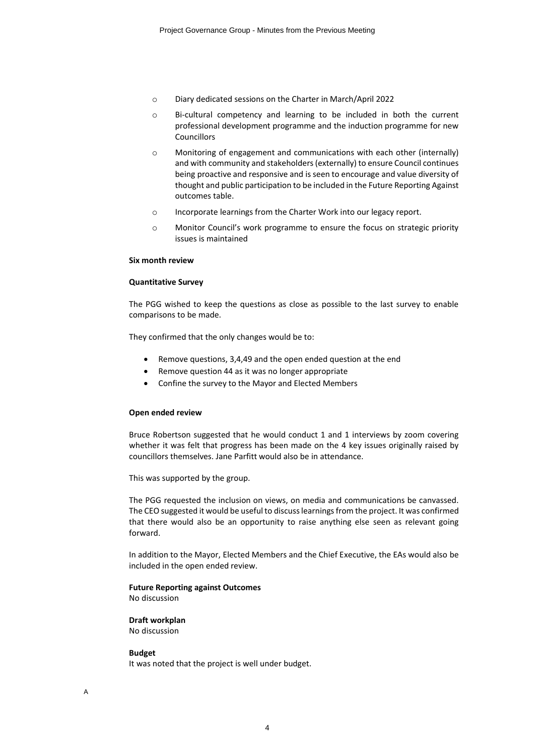- Diary dedicated sessions on the Charter in March/April 2022
- Bi-cultural competency and learning to be included in both the current professional development programme and the induction programme for new Councillors
- Monitoring of engagement and communications with each other (internally) and with community and stakeholders (externally) to ensure Council continues being proactive and responsive and is seen to encourage and value diversity of thought and public participation to be included in the Future Reporting Against outcomes table.
- Incorporate learnings from the Charter Work into our legacy report.
- Monitor Council's work programme to ensure the focus on strategic priority issues is maintained

**Six month review**

**Quantitative Survey**

The PGG wished to keep the questions as close as possible to the last survey to enable comparisons to be made.

They confirmed that the only changes would be to:

- Remove questions, 3,4,49 and the open ended question at the end
- Remove question 44 as it was no longer appropriate
- Confine the survey to the Mayor and Elected Members

**Open ended review**

Bruce Robertson suggested that he would conduct 1 and 1 interviews by zoom covering whether it was felt that progress has been made on the 4 key issues originally raised by councillors themselves. Jane Parfitt would also be in attendance.

This was supported by the group.

The PGG requested the inclusion on views, on media and communications be canvassed. The CEO suggested it would be useful to discuss learnings from the project. It was confirmed that there would also be an opportunity to raise anything else seen as relevant going forward.

In addition to the Mayor, Elected Members and the Chief Executive, the EAs would also be included in the open ended review.

**Future Reporting against Outcomes**
No discussion

**Draft workplan**
No discussion

**Budget**
It was noted that the project is well under budget.

A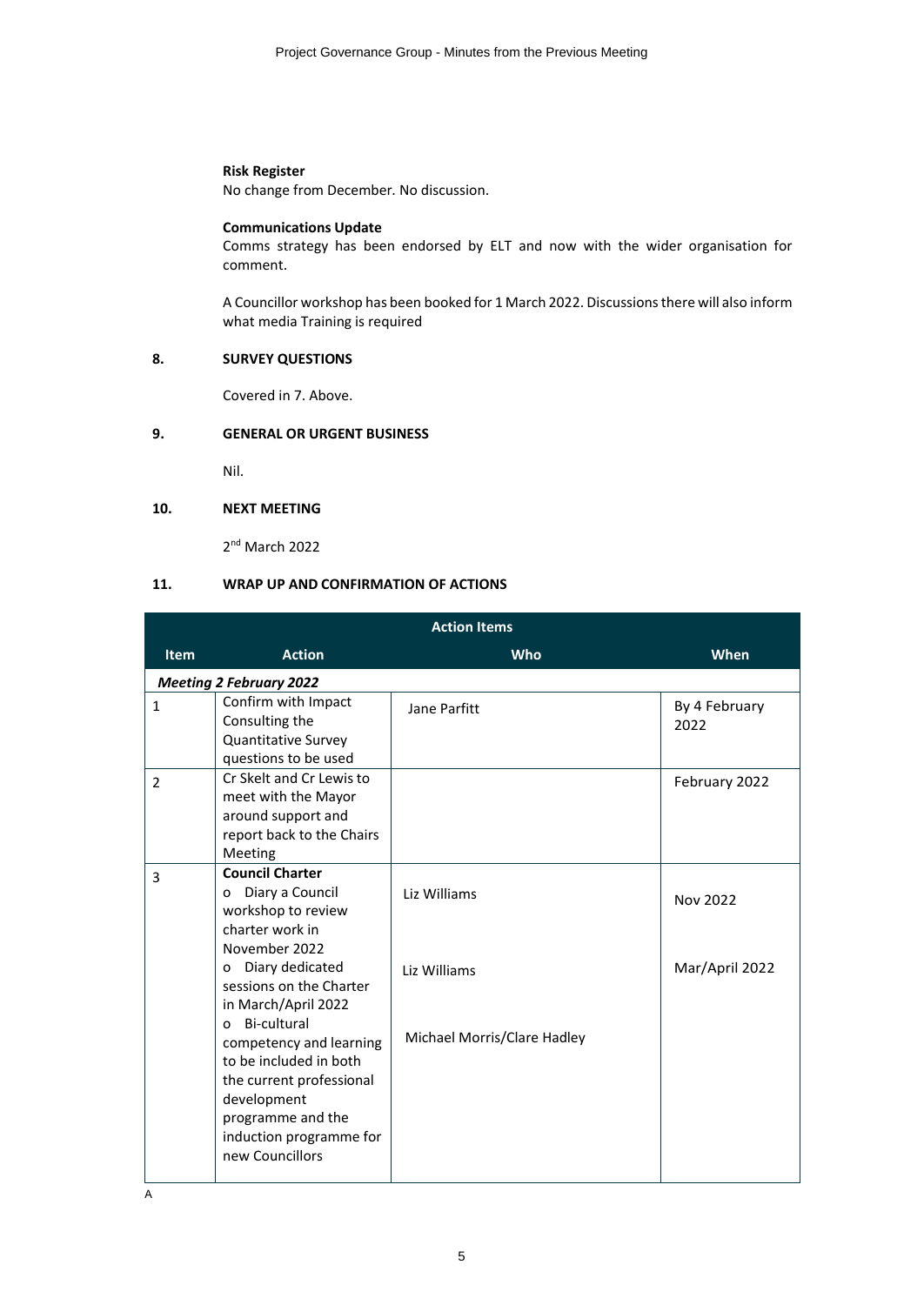**Risk Register**

No change from December. No discussion.

**Communications Update**

Comms strategy has been endorsed by ELT and now with the wider organisation for comment.

A Councillor workshop has been booked for 1 March 2022. Discussions there will also inform what media Training is required

## 8. SURVEY QUESTIONS

Covered in 7. Above.

## 9. GENERAL OR URGENT BUSINESS

Nil.

## 10. NEXT MEETING

2nd March 2022

## 11. WRAP UP AND CONFIRMATION OF ACTIONS

| Action Items | | | |
|---|---|---|---|
| **Item** | **Action** | **Who** | **When** |
| ***Meeting 2 February 2022*** | | | |
| 1 | Confirm with Impact Consulting the Quantitative Survey questions to be used | Jane Parfitt | By 4 February 2022 |
| 2 | Cr Skelt and Cr Lewis to meet with the Mayor around support and report back to the Chairs Meeting | | February 2022 |
| 3 | **Council Charter**<br>o Diary a Council workshop to review charter work in November 2022<br>o Diary dedicated sessions on the Charter in March/April 2022<br>o Bi-cultural competency and learning to be included in both the current professional development programme and the induction programme for new Councillors | Liz Williams<br><br>Liz Williams<br><br>Michael Morris/Clare Hadley | Nov 2022<br><br>Mar/April 2022 |

A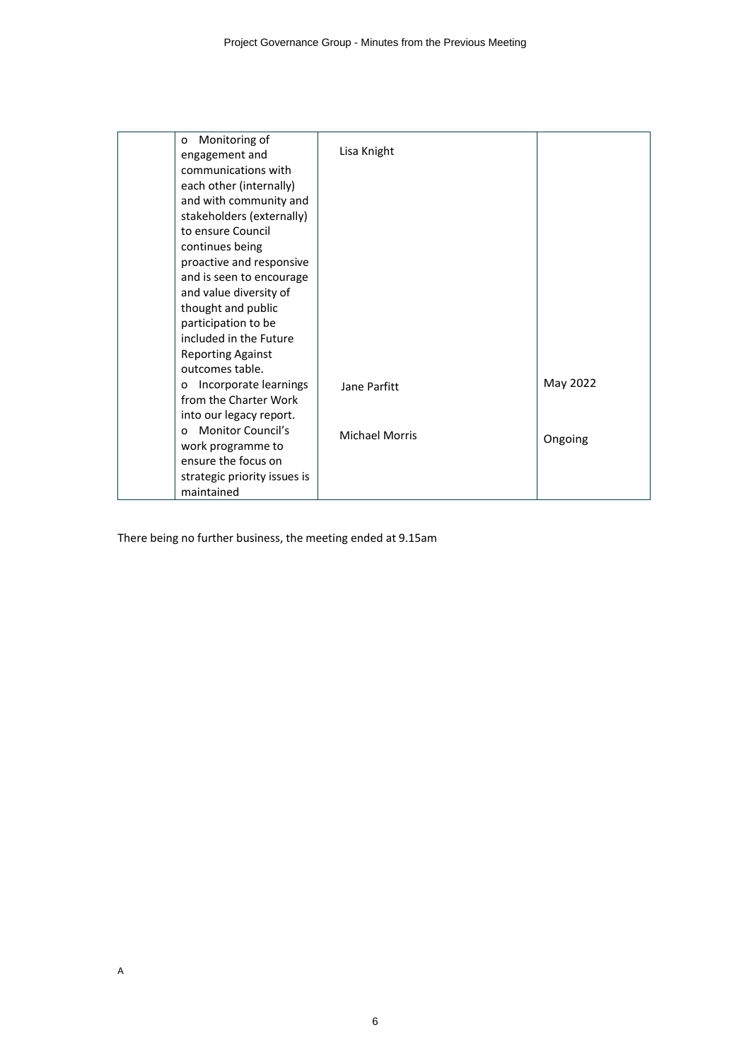| | | | |
|---|---|---|---|
| | o Monitoring of engagement and communications with each other (internally) and with community and stakeholders (externally) to ensure Council continues being proactive and responsive and is seen to encourage and value diversity of thought and public participation to be included in the Future Reporting Against outcomes table. | Lisa Knight | |
| | o Incorporate learnings from the Charter Work into our legacy report. | Jane Parfitt | May 2022 |
| | o Monitor Council's work programme to ensure the focus on strategic priority issues is maintained | Michael Morris | Ongoing |

There being no further business, the meeting ended at 9.15am

A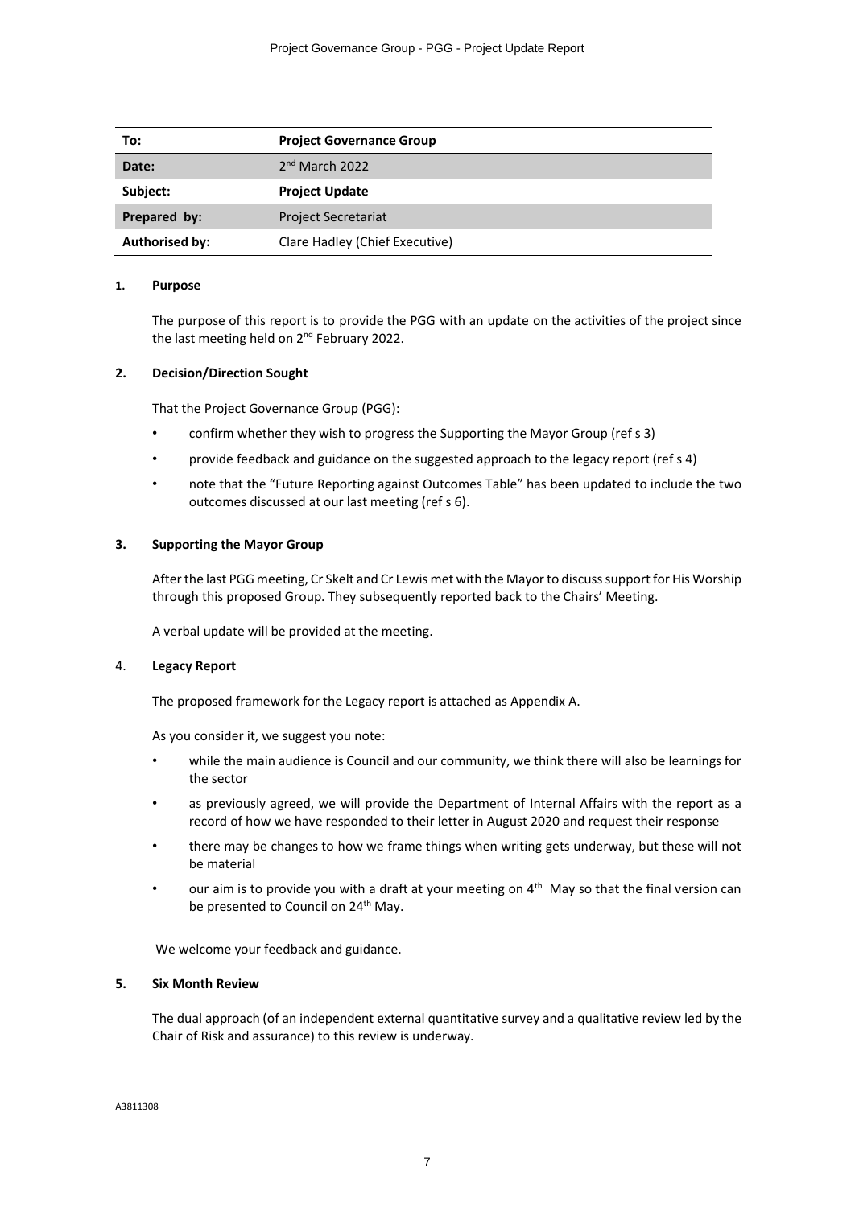| To: | **Project Governance Group** |
|---|---|
| **Date:** | 2nd March 2022 |
| **Subject:** | **Project Update** |
| **Prepared by:** | Project Secretariat |
| **Authorised by:** | Clare Hadley (Chief Executive) |

**1. Purpose**

The purpose of this report is to provide the PGG with an update on the activities of the project since the last meeting held on 2nd February 2022.

**2. Decision/Direction Sought**

That the Project Governance Group (PGG):

- confirm whether they wish to progress the Supporting the Mayor Group (ref s 3)
- provide feedback and guidance on the suggested approach to the legacy report (ref s 4)
- note that the "Future Reporting against Outcomes Table" has been updated to include the two outcomes discussed at our last meeting (ref s 6).

**3. Supporting the Mayor Group**

After the last PGG meeting, Cr Skelt and Cr Lewis met with the Mayor to discuss support for His Worship through this proposed Group. They subsequently reported back to the Chairs' Meeting.

A verbal update will be provided at the meeting.

4. **Legacy Report**

The proposed framework for the Legacy report is attached as Appendix A.

As you consider it, we suggest you note:

- while the main audience is Council and our community, we think there will also be learnings for the sector
- as previously agreed, we will provide the Department of Internal Affairs with the report as a record of how we have responded to their letter in August 2020 and request their response
- there may be changes to how we frame things when writing gets underway, but these will not be material
- our aim is to provide you with a draft at your meeting on 4th May so that the final version can be presented to Council on 24th May.

We welcome your feedback and guidance.

**5. Six Month Review**

The dual approach (of an independent external quantitative survey and a qualitative review led by the Chair of Risk and assurance) to this review is underway.

A3811308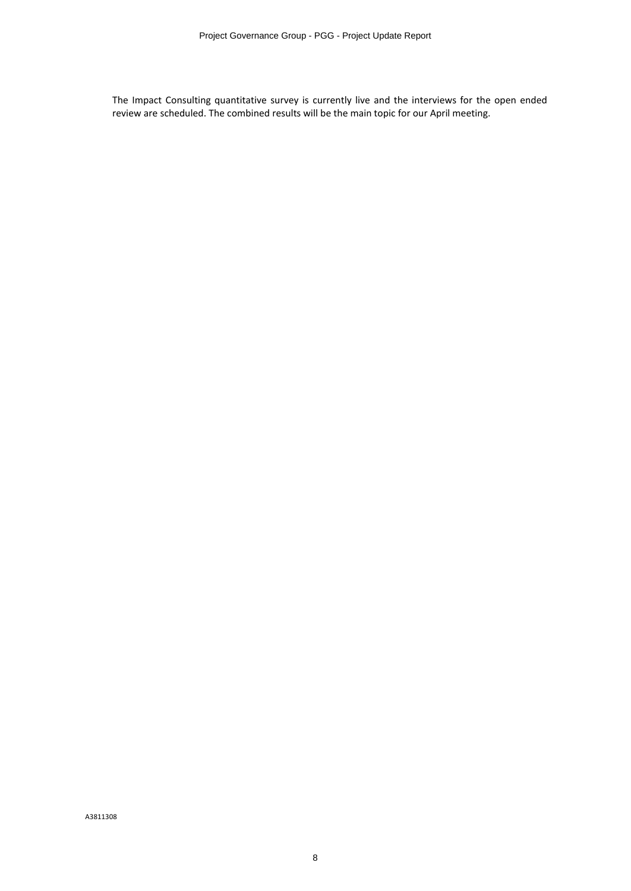The Impact Consulting quantitative survey is currently live and the interviews for the open ended review are scheduled. The combined results will be the main topic for our April meeting.

A3811308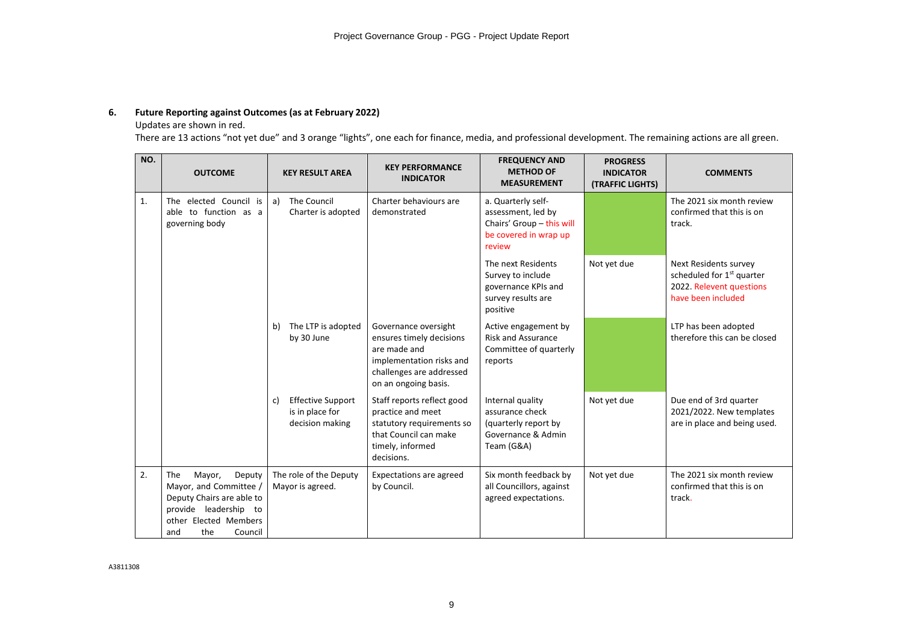## 6. Future Reporting against Outcomes (as at February 2022)

Updates are shown in red.

There are 13 actions "not yet due" and 3 orange "lights", one each for finance, media, and professional development. The remaining actions are all green.

| NO. | OUTCOME | KEY RESULT AREA | KEY PERFORMANCE INDICATOR | FREQUENCY AND METHOD OF MEASUREMENT | PROGRESS INDICATOR (TRAFFIC LIGHTS) | COMMENTS |
|---|---|---|---|---|---|---|
| 1. | The elected Council is able to function as a governing body | a) The Council Charter is adopted | Charter behaviours are demonstrated | a. Quarterly self-assessment, led by Chairs' Group – this will be covered in wrap up review | | The 2021 six month review confirmed that this is on track. |
| | | | | The next Residents Survey to include governance KPIs and survey results are positive | Not yet due | Next Residents survey scheduled for 1st quarter 2022. Relevent questions have been included |
| | | b) The LTP is adopted by 30 June | Governance oversight ensures timely decisions are made and implementation risks and challenges are addressed on an ongoing basis. | Active engagement by Risk and Assurance Committee of quarterly reports | | LTP has been adopted therefore this can be closed |
| | | c) Effective Support is in place for decision making | Staff reports reflect good practice and meet statutory requirements so that Council can make timely, informed decisions. | Internal quality assurance check (quarterly report by Governance & Admin Team (G&A) | Not yet due | Due end of 3rd quarter 2021/2022. New templates are in place and being used. |
| 2. | The Mayor, Deputy Mayor, and Committee / Deputy Chairs are able to provide leadership to other Elected Members and the Council | The role of the Deputy Mayor is agreed. | Expectations are agreed by Council. | Six month feedback by all Councillors, against agreed expectations. | Not yet due | The 2021 six month review confirmed that this is on track. |

A3811308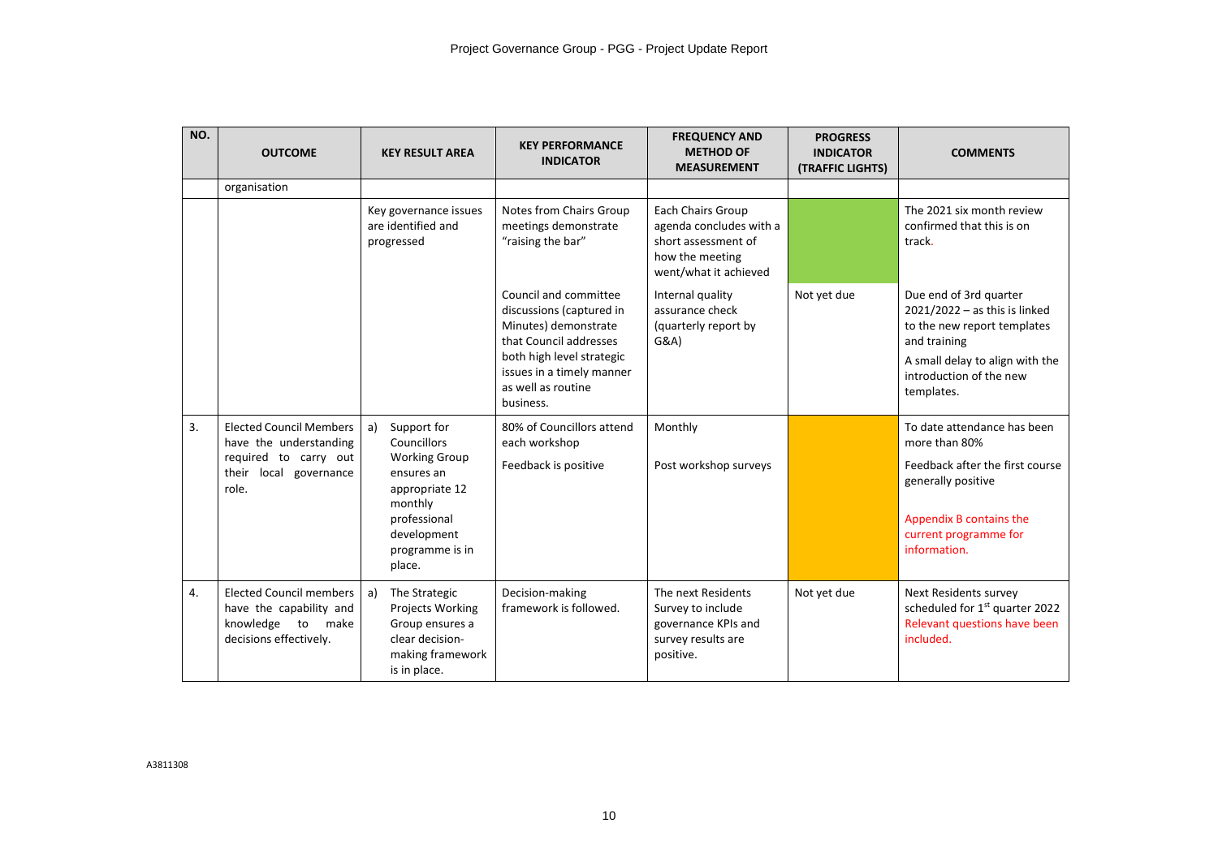| NO. | OUTCOME | KEY RESULT AREA | KEY PERFORMANCE INDICATOR | FREQUENCY AND METHOD OF MEASUREMENT | PROGRESS INDICATOR (TRAFFIC LIGHTS) | COMMENTS |
|---|---|---|---|---|---|---|
| | organisation | | | | | |
| | | Key governance issues are identified and progressed | Notes from Chairs Group meetings demonstrate "raising the bar" | Each Chairs Group agenda concludes with a short assessment of how the meeting went/what it achieved | | The 2021 six month review confirmed that this is on track. |
| | | | Council and committee discussions (captured in Minutes) demonstrate that Council addresses both high level strategic issues in a timely manner as well as routine business. | Internal quality assurance check (quarterly report by G&A) | Not yet due | Due end of 3rd quarter 2021/2022 – as this is linked to the new report templates and training<br>A small delay to align with the introduction of the new templates. |
| 3. | Elected Council Members have the understanding required to carry out their local governance role. | a) Support for Councillors Working Group ensures an appropriate 12 monthly professional development programme is in place. | 80% of Councillors attend each workshop<br>Feedback is positive | Monthly<br>Post workshop surveys | | To date attendance has been more than 80%<br>Feedback after the first course generally positive<br>Appendix B contains the current programme for information. |
| 4. | Elected Council members have the capability and knowledge to make decisions effectively. | a) The Strategic Projects Working Group ensures a clear decision-making framework is in place. | Decision-making framework is followed. | The next Residents Survey to include governance KPIs and survey results are positive. | Not yet due | Next Residents survey scheduled for 1st quarter 2022 Relevant questions have been included. |

A3811308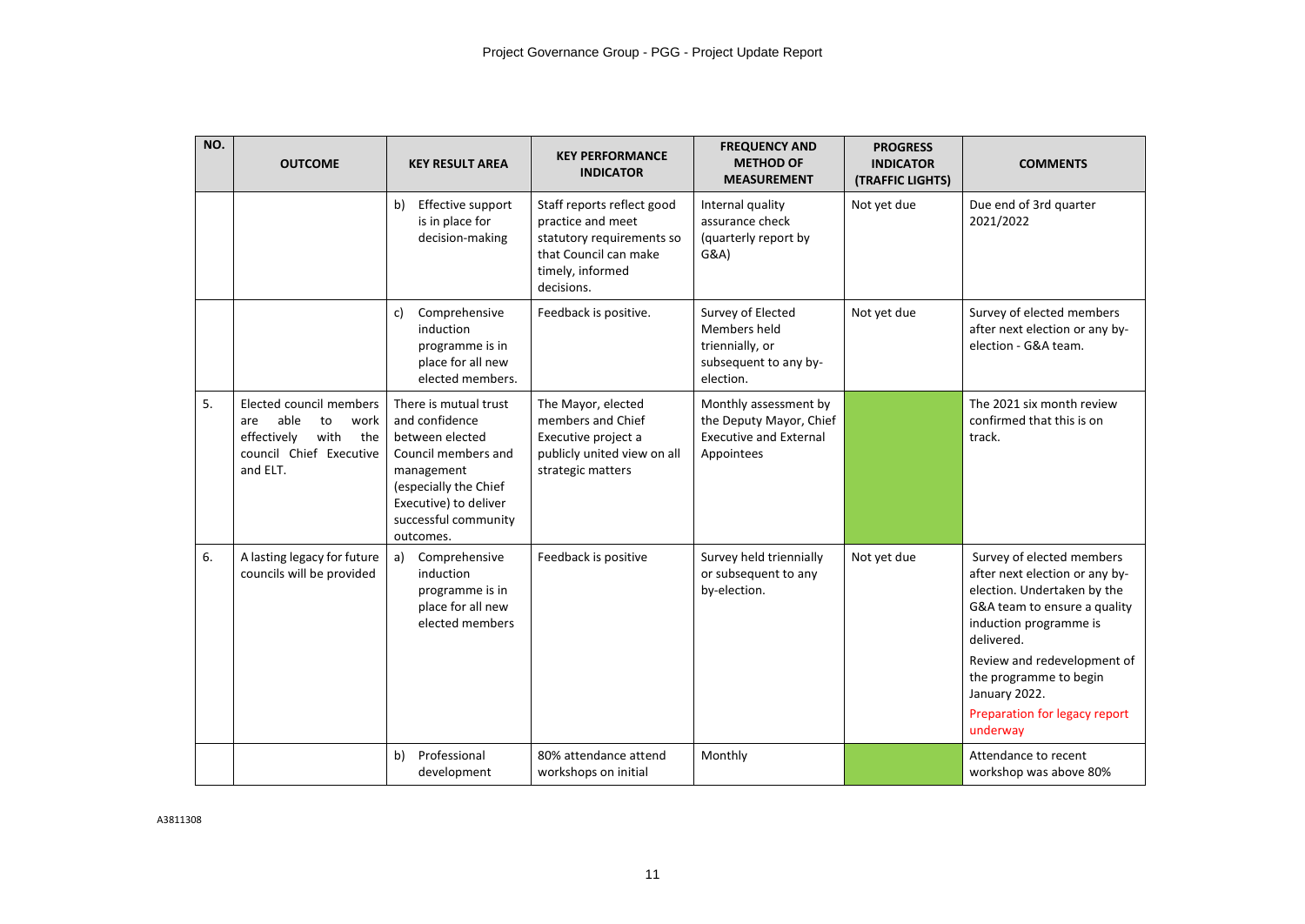| NO. | OUTCOME | KEY RESULT AREA | KEY PERFORMANCE INDICATOR | FREQUENCY AND METHOD OF MEASUREMENT | PROGRESS INDICATOR (TRAFFIC LIGHTS) | COMMENTS |
|---|---|---|---|---|---|---|
| | | b) Effective support is in place for decision-making | Staff reports reflect good practice and meet statutory requirements so that Council can make timely, informed decisions. | Internal quality assurance check (quarterly report by G&A) | Not yet due | Due end of 3rd quarter 2021/2022 |
| | | c) Comprehensive induction programme is in place for all new elected members. | Feedback is positive. | Survey of Elected Members held triennially, or subsequent to any by-election. | Not yet due | Survey of elected members after next election or any by-election - G&A team. |
| 5. | Elected council members are able to work effectively with the council Chief Executive and ELT. | There is mutual trust and confidence between elected Council members and management (especially the Chief Executive) to deliver successful community outcomes. | The Mayor, elected members and Chief Executive project a publicly united view on all strategic matters | Monthly assessment by the Deputy Mayor, Chief Executive and External Appointees | | The 2021 six month review confirmed that this is on track. |
| 6. | A lasting legacy for future councils will be provided | a) Comprehensive induction programme is in place for all new elected members | Feedback is positive | Survey held triennially or subsequent to any by-election. | Not yet due | Survey of elected members after next election or any by-election. Undertaken by the G&A team to ensure a quality induction programme is delivered.<br><br>Review and redevelopment of the programme to begin January 2022.<br><br>Preparation for legacy report underway |
| | | b) Professional development | 80% attendance attend workshops on initial | Monthly | | Attendance to recent workshop was above 80% |

A3811308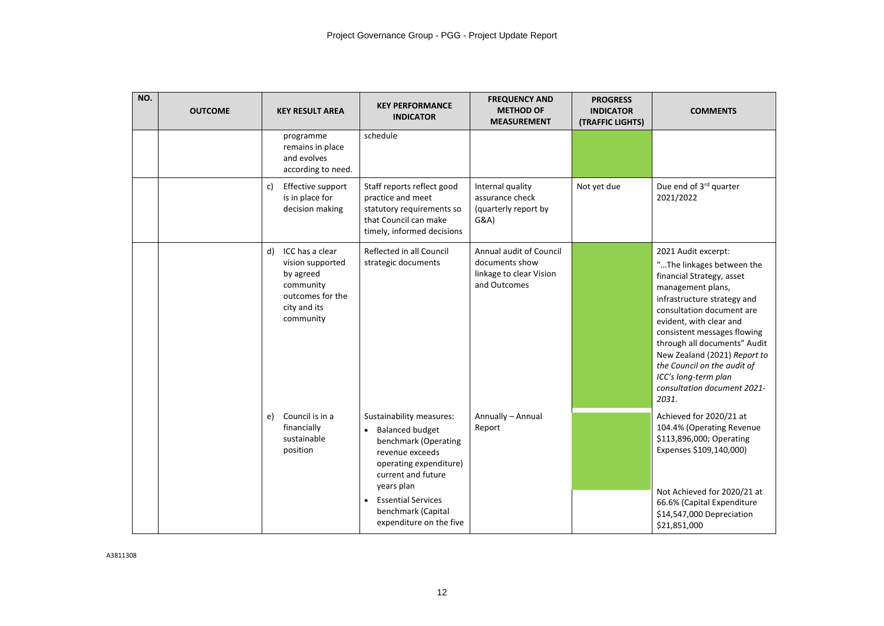| NO. | OUTCOME | KEY RESULT AREA | KEY PERFORMANCE INDICATOR | FREQUENCY AND METHOD OF MEASUREMENT | PROGRESS INDICATOR (TRAFFIC LIGHTS) | COMMENTS |
|---|---|---|---|---|---|---|
| | | programme remains in place and evolves according to need. | schedule | | | |
| | | c) Effective support is in place for decision making | Staff reports reflect good practice and meet statutory requirements so that Council can make timely, informed decisions | Internal quality assurance check (quarterly report by G&A) | Not yet due | Due end of 3rd quarter 2021/2022 |
| | | d) ICC has a clear vision supported by agreed community outcomes for the city and its community | Reflected in all Council strategic documents | Annual audit of Council documents show linkage to clear Vision and Outcomes | | 2021 Audit excerpt: "…The linkages between the financial Strategy, asset management plans, infrastructure strategy and consultation document are evident, with clear and consistent messages flowing through all documents" Audit New Zealand (2021) *Report to the Council on the audit of ICC's long-term plan consultation document 2021-2031*. |
| | | e) Council is in a financially sustainable position | Sustainability measures:<br>• Balanced budget benchmark (Operating revenue exceeds operating expenditure) current and future years plan<br>• Essential Services benchmark (Capital expenditure on the five | Annually – Annual Report | | Achieved for 2020/21 at 104.4% (Operating Revenue $113,896,000; Operating Expenses $109,140,000)<br><br>Not Achieved for 2020/21 at 66.6% (Capital Expenditure $14,547,000 Depreciation $21,851,000 |

A3811308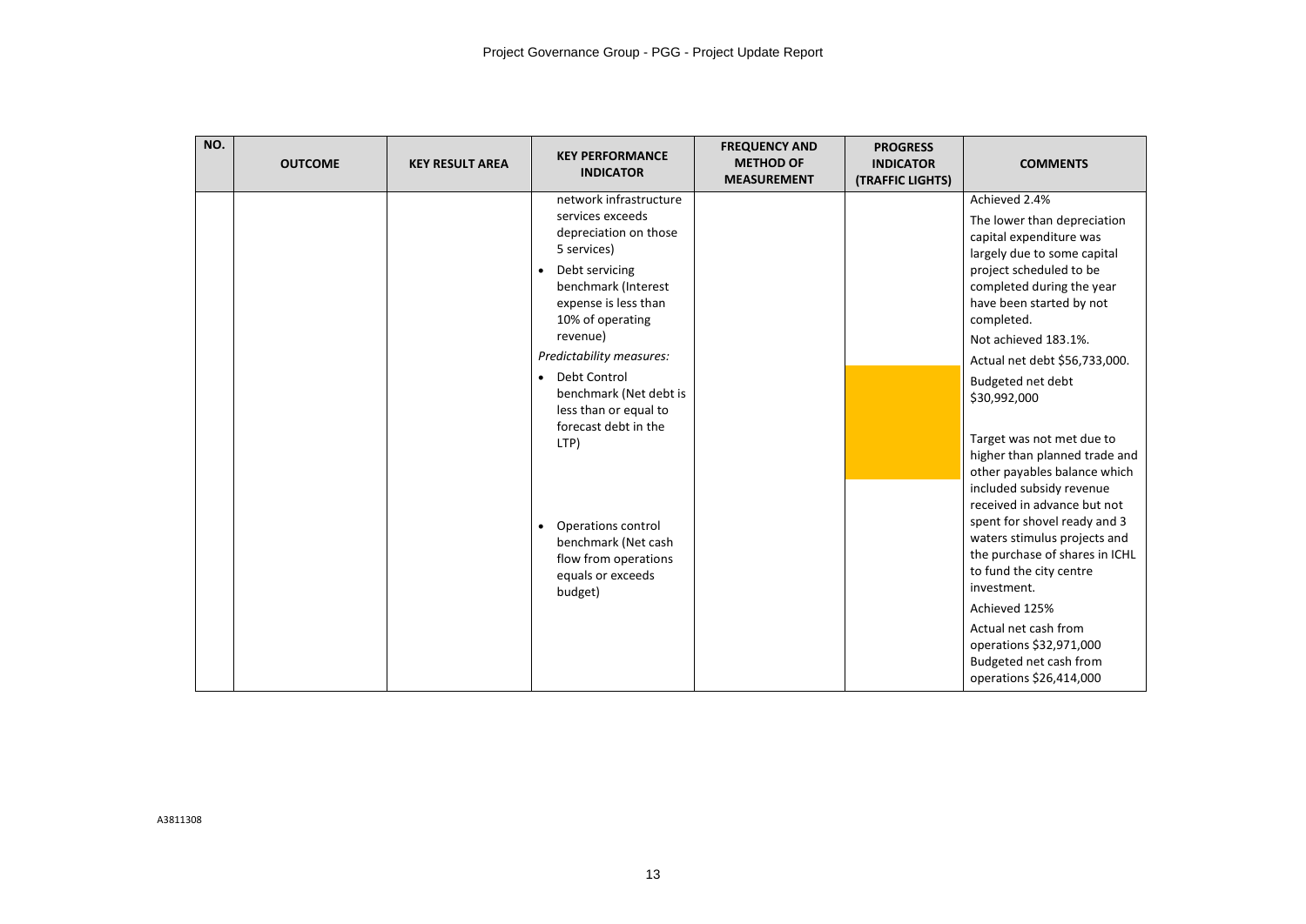| NO. | OUTCOME | KEY RESULT AREA | KEY PERFORMANCE INDICATOR | FREQUENCY AND METHOD OF MEASUREMENT | PROGRESS INDICATOR (TRAFFIC LIGHTS) | COMMENTS |
|---|---|---|---|---|---|---|
| | | | network infrastructure services exceeds depreciation on those 5 services) | | | Achieved 2.4%<br><br>The lower than depreciation capital expenditure was largely due to some capital project scheduled to be completed during the year have been started by not completed. |
| | | | • Debt servicing benchmark (Interest expense is less than 10% of operating revenue) | | | Not achieved 183.1%. |
| | | | *Predictability measures:*<br><br>• Debt Control benchmark (Net debt is less than or equal to forecast debt in the LTP) | | | Actual net debt $56,733,000.<br><br>Budgeted net debt $30,992,000<br><br>Target was not met due to higher than planned trade and other payables balance which included subsidy revenue received in advance but not spent for shovel ready and 3 waters stimulus projects and the purchase of shares in ICHL to fund the city centre investment. |
| | | | • Operations control benchmark (Net cash flow from operations equals or exceeds budget) | | | Achieved 125%<br><br>Actual net cash from operations $32,971,000<br>Budgeted net cash from operations $26,414,000 |

A3811308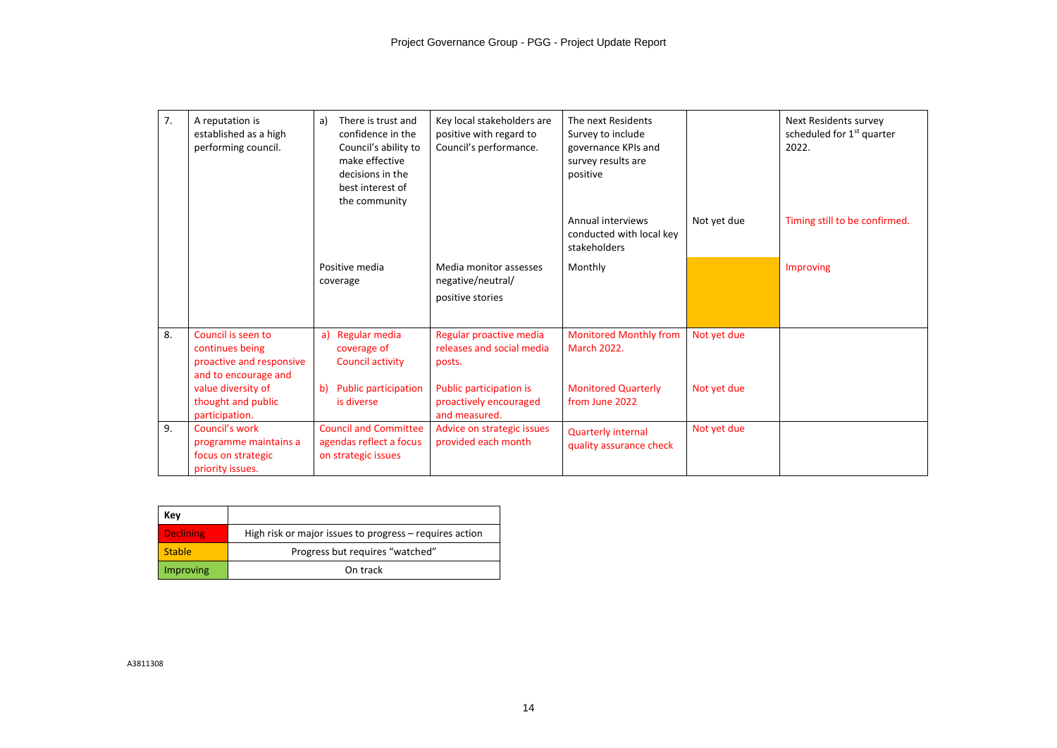| | | | | | | |
|---|---|---|---|---|---|---|
| 7. | A reputation is established as a high performing council. | a) There is trust and confidence in the Council's ability to make effective decisions in the best interest of the community | Key local stakeholders are positive with regard to Council's performance. | The next Residents Survey to include governance KPIs and survey results are positive | | Next Residents survey scheduled for 1st quarter 2022. |
| | | | | Annual interviews conducted with local key stakeholders | Not yet due | Timing still to be confirmed. |
| | | Positive media coverage | Media monitor assesses negative/neutral/ positive stories | Monthly | | Improving |
| 8. | Council is seen to continues being proactive and responsive and to encourage and value diversity of thought and public participation. | a) Regular media coverage of Council activity | Regular proactive media releases and social media posts. | Monitored Monthly from March 2022. | Not yet due | |
| | | b) Public participation is diverse | Public participation is proactively encouraged and measured. | Monitored Quarterly from June 2022 | Not yet due | |
| 9. | Council's work programme maintains a focus on strategic priority issues. | Council and Committee agendas reflect a focus on strategic issues | Advice on strategic issues provided each month | Quarterly internal quality assurance check | Not yet due | |

| Key | |
|---|---|
| Declining | High risk or major issues to progress – requires action |
| Stable | Progress but requires "watched" |
| Improving | On track |

A3811308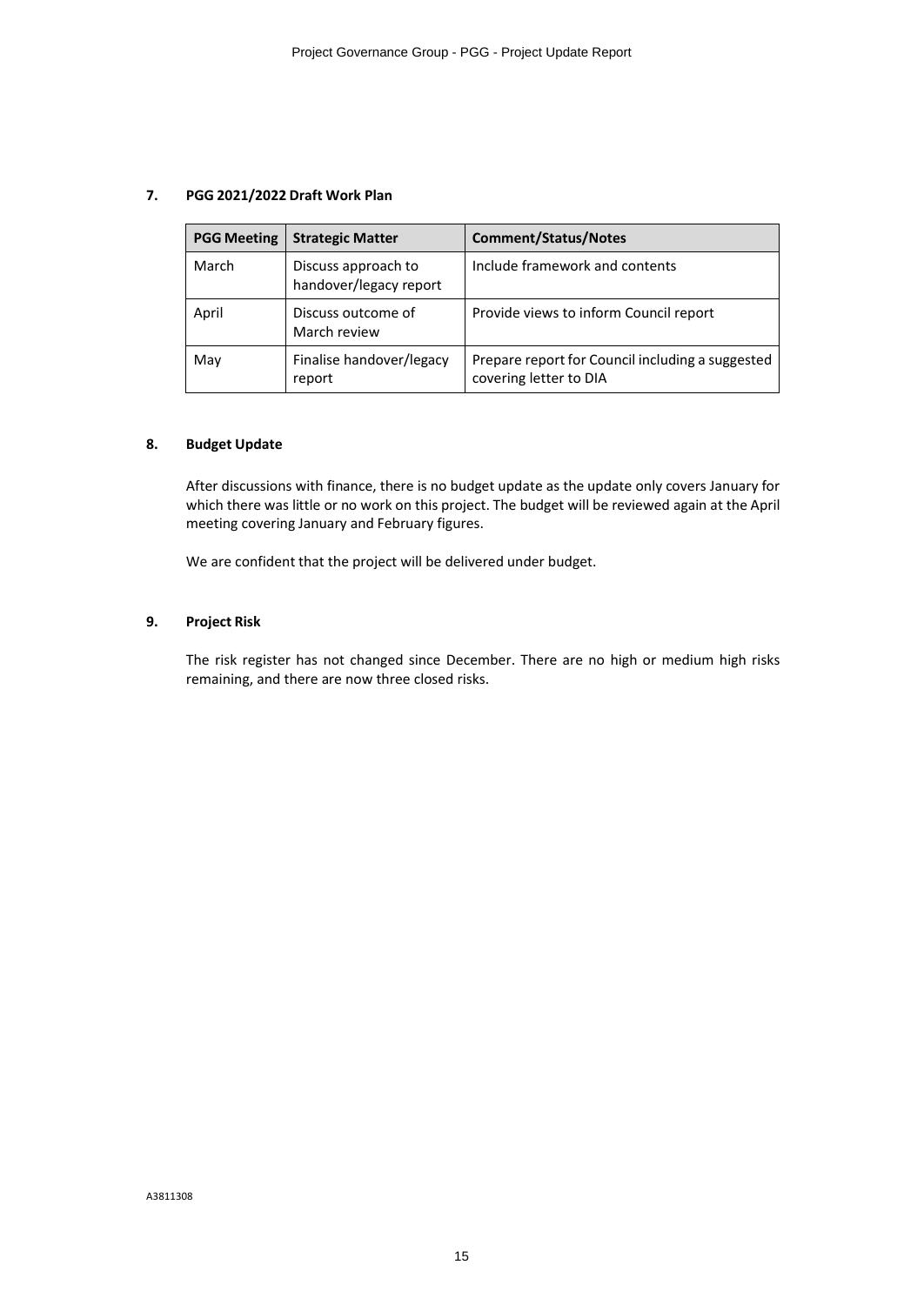## 7. PGG 2021/2022 Draft Work Plan

| PGG Meeting | Strategic Matter | Comment/Status/Notes |
| --- | --- | --- |
| March | Discuss approach to handover/legacy report | Include framework and contents |
| April | Discuss outcome of March review | Provide views to inform Council report |
| May | Finalise handover/legacy report | Prepare report for Council including a suggested covering letter to DIA |

## 8. Budget Update

After discussions with finance, there is no budget update as the update only covers January for which there was little or no work on this project. The budget will be reviewed again at the April meeting covering January and February figures.

We are confident that the project will be delivered under budget.

## 9. Project Risk

The risk register has not changed since December. There are no high or medium high risks remaining, and there are now three closed risks.

A3811308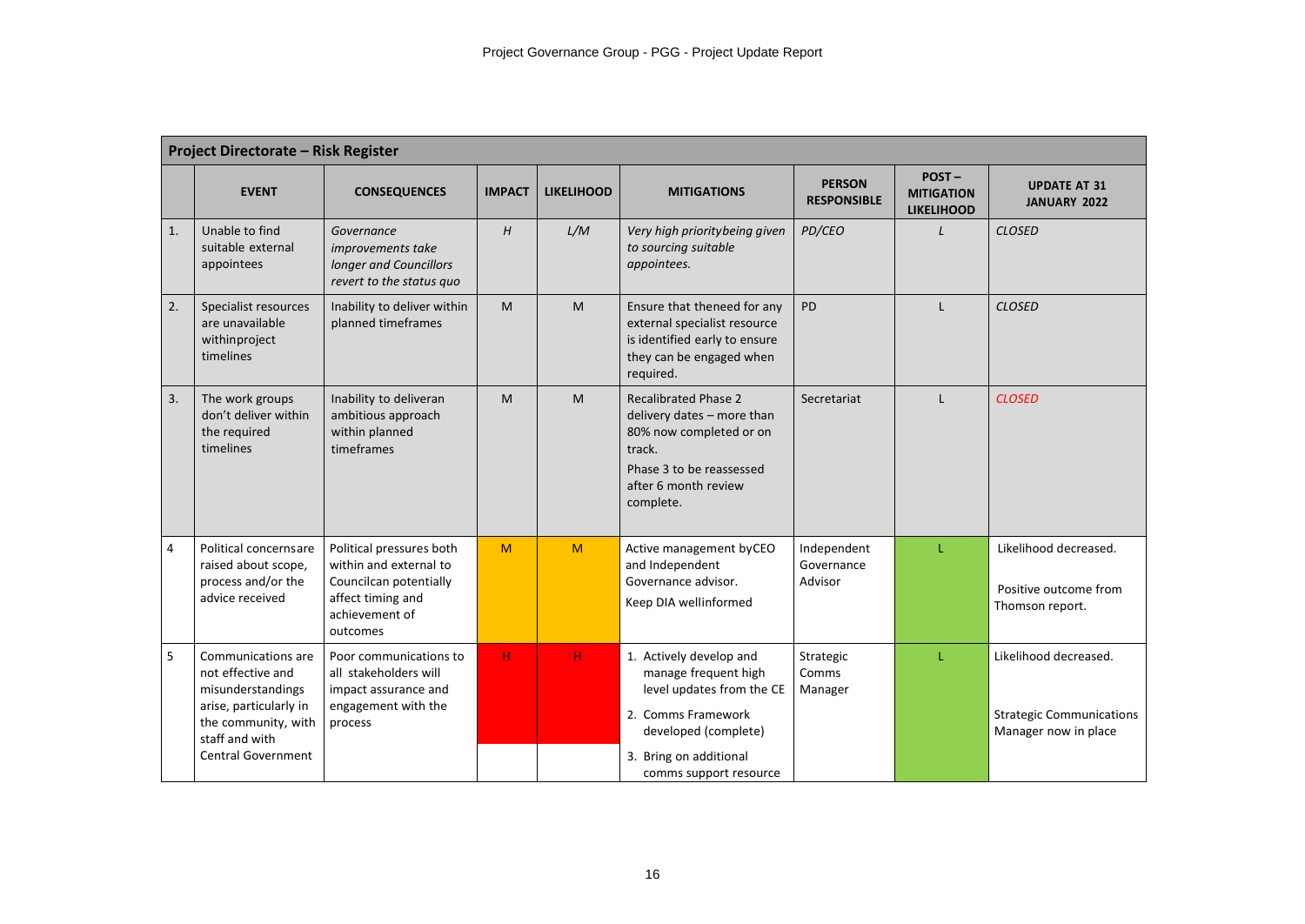Project Governance Group - PGG - Project Update Report

**Project Directorate – Risk Register**

| | EVENT | CONSEQUENCES | IMPACT | LIKELIHOOD | MITIGATIONS | PERSON RESPONSIBLE | POST – MITIGATION LIKELIHOOD | UPDATE AT 31 JANUARY 2022 |
|---|---|---|---|---|---|---|---|---|
| 1. | Unable to find suitable external appointees | *Governance improvements take longer and Councillors revert to the status quo* | *H* | *L/M* | *Very high prioritybeing given to sourcing suitable appointees.* | *PD/CEO* | *L* | *CLOSED* |
| 2. | Specialist resources are unavailable withinproject timelines | Inability to deliver within planned timeframes | M | M | Ensure that theneed for any external specialist resource is identified early to ensure they can be engaged when required. | PD | L | *CLOSED* |
| 3. | The work groups don't deliver within the required timelines | Inability to deliveran ambitious approach within planned timeframes | M | M | Recalibrated Phase 2 delivery dates – more than 80% now completed or on track. Phase 3 to be reassessed after 6 month review complete. | Secretariat | L | *CLOSED* |
| 4 | Political concernsare raised about scope, process and/or the advice received | Political pressures both within and external to Councilcan potentially affect timing and achievement of outcomes | M | M | Active management byCEO and Independent Governance advisor. Keep DIA wellinformed | Independent Governance Advisor | L | Likelihood decreased. Positive outcome from Thomson report. |
| 5 | Communications are not effective and misunderstandings arise, particularly in the community, with staff and with Central Government | Poor communications to all stakeholders will impact assurance and engagement with the process | H | H | 1. Actively develop and manage frequent high level updates from the CE 2. Comms Framework developed (complete) 3. Bring on additional comms support resource | Strategic Comms Manager | L | Likelihood decreased. Strategic Communications Manager now in place |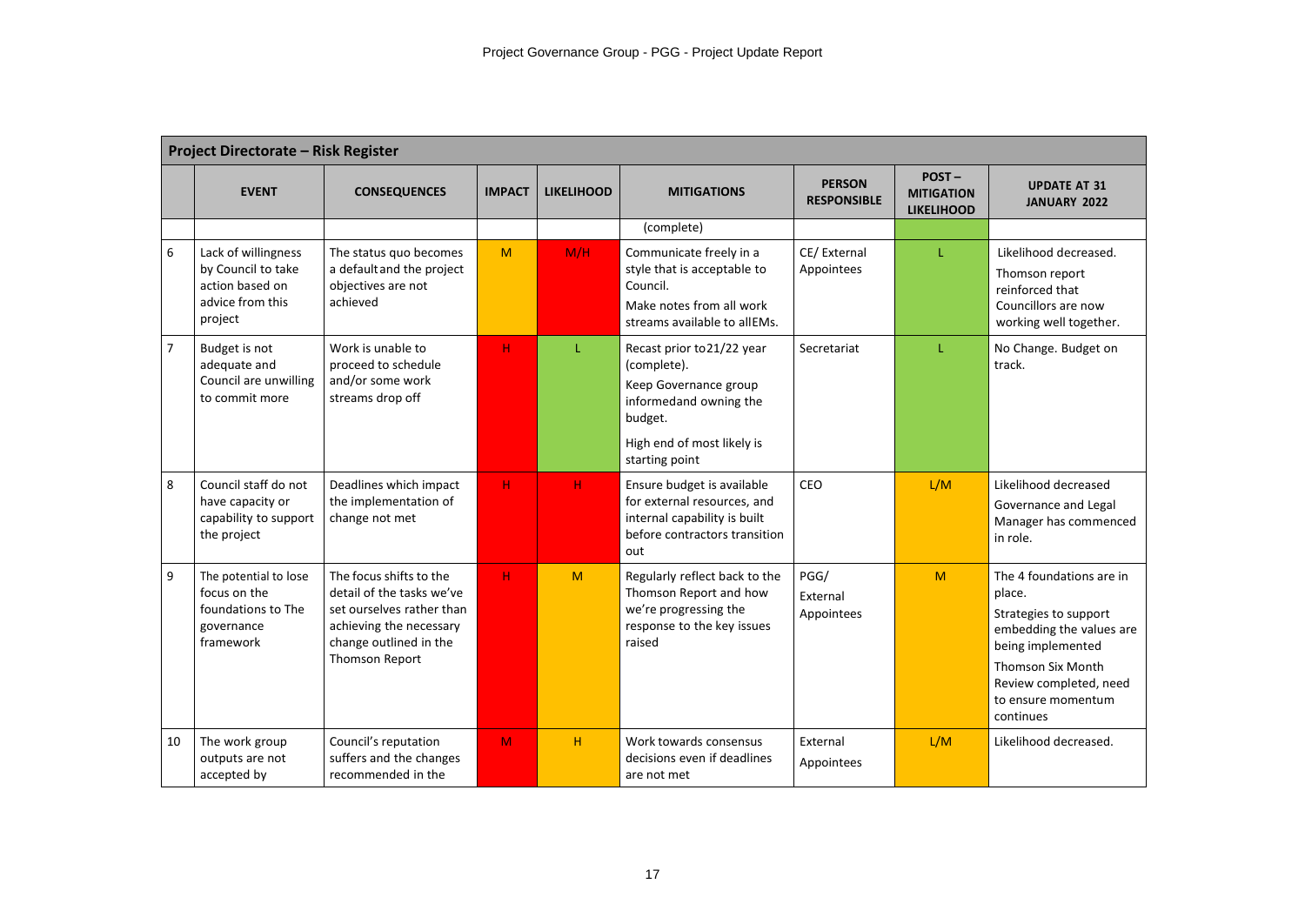| Project Directorate – Risk Register | | | | | | | | |
|---|---|---|---|---|---|---|---|---|
| | **EVENT** | **CONSEQUENCES** | **IMPACT** | **LIKELIHOOD** | **MITIGATIONS** | **PERSON RESPONSIBLE** | **POST – MITIGATION LIKELIHOOD** | **UPDATE AT 31 JANUARY 2022** |
| | | | | | (complete) | | | |
| 6 | Lack of willingness by Council to take action based on advice from this project | The status quo becomes a default and the project objectives are not achieved | M | M/H | Communicate freely in a style that is acceptable to Council. Make notes from all work streams available to all EMs. | CE/ External Appointees | L | Likelihood decreased. Thomson report reinforced that Councillors are now working well together. |
| 7 | Budget is not adequate and Council are unwilling to commit more | Work is unable to proceed to schedule and/or some work streams drop off | H | L | Recast prior to 21/22 year (complete). Keep Governance group informed and owning the budget. High end of most likely is starting point | Secretariat | L | No Change. Budget on track. |
| 8 | Council staff do not have capacity or capability to support the project | Deadlines which impact the implementation of change not met | H | H | Ensure budget is available for external resources, and internal capability is built before contractors transition out | CEO | L/M | Likelihood decreased Governance and Legal Manager has commenced in role. |
| 9 | The potential to lose focus on the foundations to The governance framework | The focus shifts to the detail of the tasks we've set ourselves rather than achieving the necessary change outlined in the Thomson Report | H | M | Regularly reflect back to the Thomson Report and how we're progressing the response to the key issues raised | PGG/ External Appointees | M | The 4 foundations are in place. Strategies to support embedding the values are being implemented Thomson Six Month Review completed, need to ensure momentum continues |
| 10 | The work group outputs are not accepted by | Council's reputation suffers and the changes recommended in the | M | H | Work towards consensus decisions even if deadlines are not met | External Appointees | L/M | Likelihood decreased. |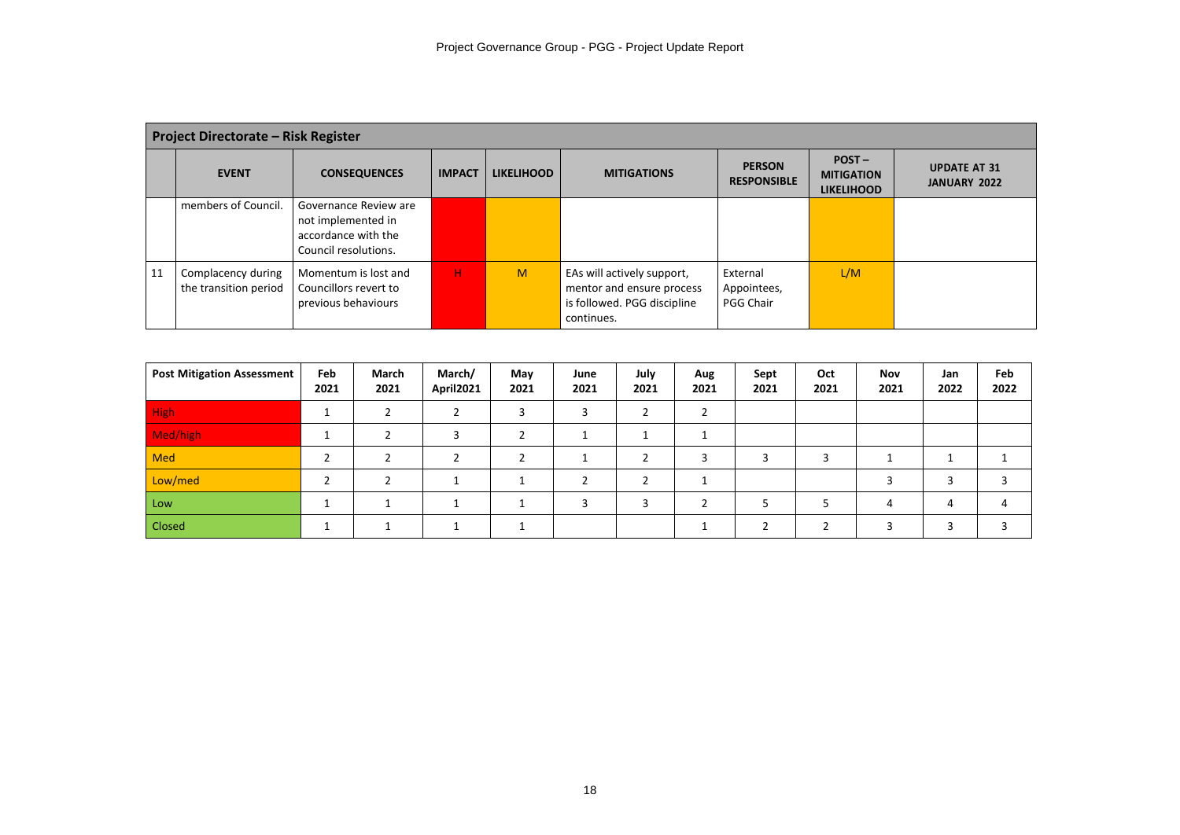| Project Directorate – Risk Register | | | | | | | | |
|---|---|---|---|---|---|---|---|---|
| | **EVENT** | **CONSEQUENCES** | **IMPACT** | **LIKELIHOOD** | **MITIGATIONS** | **PERSON RESPONSIBLE** | **POST – MITIGATION LIKELIHOOD** | **UPDATE AT 31 JANUARY 2022** |
| | members of Council. | Governance Review are not implemented in accordance with the Council resolutions. | | | | | | |
| 11 | Complacency during the transition period | Momentum is lost and Councillors revert to previous behaviours | H | M | EAs will actively support, mentor and ensure process is followed. PGG discipline continues. | External Appointees, PGG Chair | L/M | |

| Post Mitigation Assessment | Feb 2021 | March 2021 | March/ April2021 | May 2021 | June 2021 | July 2021 | Aug 2021 | Sept 2021 | Oct 2021 | Nov 2021 | Jan 2022 | Feb 2022 |
|---|---|---|---|---|---|---|---|---|---|---|---|---|
| High | 1 | 2 | 2 | 3 | 3 | 2 | 2 | | | | | |
| Med/high | 1 | 2 | 3 | 2 | 1 | 1 | 1 | | | | | |
| Med | 2 | 2 | 2 | 2 | 1 | 2 | 3 | 3 | 3 | 1 | 1 | 1 |
| Low/med | 2 | 2 | 1 | 1 | 2 | 2 | 1 | | | 3 | 3 | 3 |
| Low | 1 | 1 | 1 | 1 | 3 | 3 | 2 | 5 | 5 | 4 | 4 | 4 |
| Closed | 1 | 1 | 1 | 1 | | | 1 | 2 | 2 | 3 | 3 | 3 |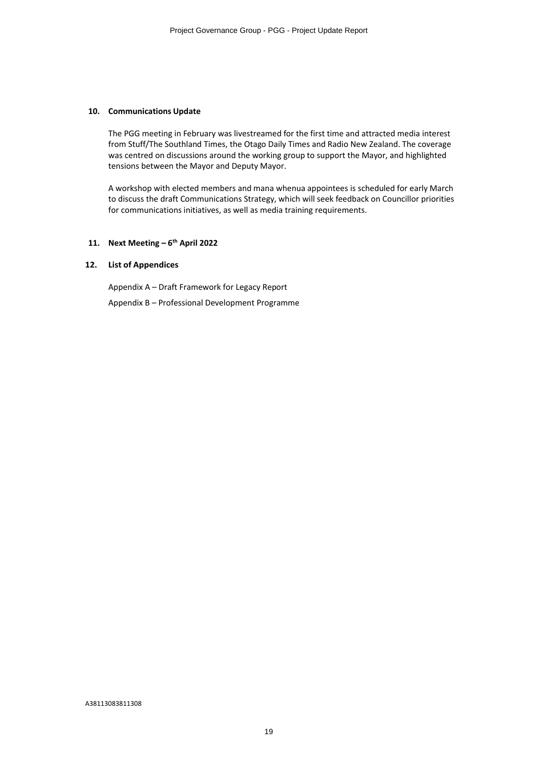## 10. Communications Update

The PGG meeting in February was livestreamed for the first time and attracted media interest from Stuff/The Southland Times, the Otago Daily Times and Radio New Zealand. The coverage was centred on discussions around the working group to support the Mayor, and highlighted tensions between the Mayor and Deputy Mayor.

A workshop with elected members and mana whenua appointees is scheduled for early March to discuss the draft Communications Strategy, which will seek feedback on Councillor priorities for communications initiatives, as well as media training requirements.

## 11. Next Meeting – 6th April 2022

## 12. List of Appendices

Appendix A – Draft Framework for Legacy Report

Appendix B – Professional Development Programme

A38113083811308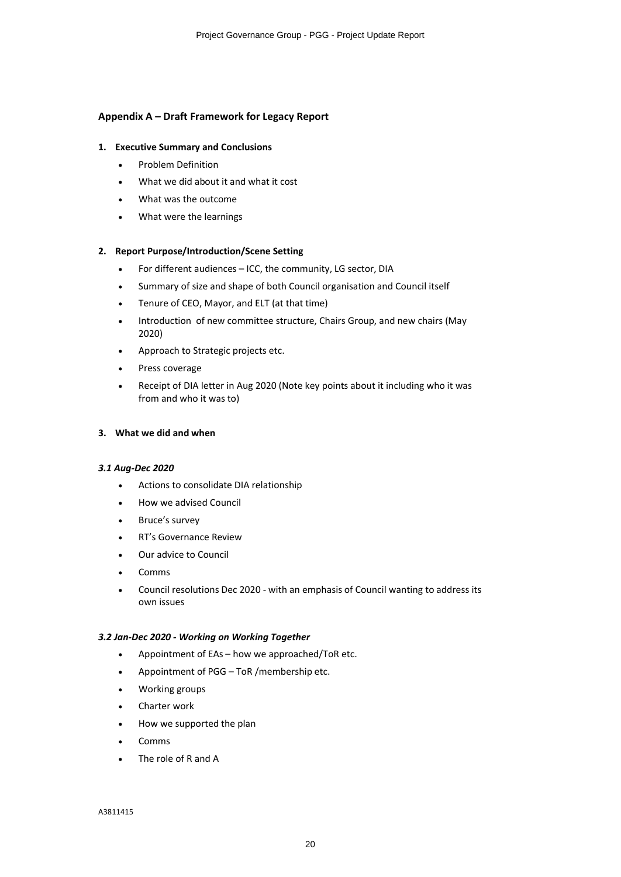## Appendix A – Draft Framework for Legacy Report

### 1. Executive Summary and Conclusions

- Problem Definition
- What we did about it and what it cost
- What was the outcome
- What were the learnings

### 2. Report Purpose/Introduction/Scene Setting

- For different audiences – ICC, the community, LG sector, DIA
- Summary of size and shape of both Council organisation and Council itself
- Tenure of CEO, Mayor, and ELT (at that time)
- Introduction of new committee structure, Chairs Group, and new chairs (May 2020)
- Approach to Strategic projects etc.
- Press coverage
- Receipt of DIA letter in Aug 2020 (Note key points about it including who it was from and who it was to)

### 3. What we did and when

#### *3.1 Aug-Dec 2020*

- Actions to consolidate DIA relationship
- How we advised Council
- Bruce's survey
- RT's Governance Review
- Our advice to Council
- Comms
- Council resolutions Dec 2020 - with an emphasis of Council wanting to address its own issues

#### *3.2 Jan-Dec 2020 - Working on Working Together*

- Appointment of EAs – how we approached/ToR etc.
- Appointment of PGG – ToR /membership etc.
- Working groups
- Charter work
- How we supported the plan
- Comms
- The role of R and A

A3811415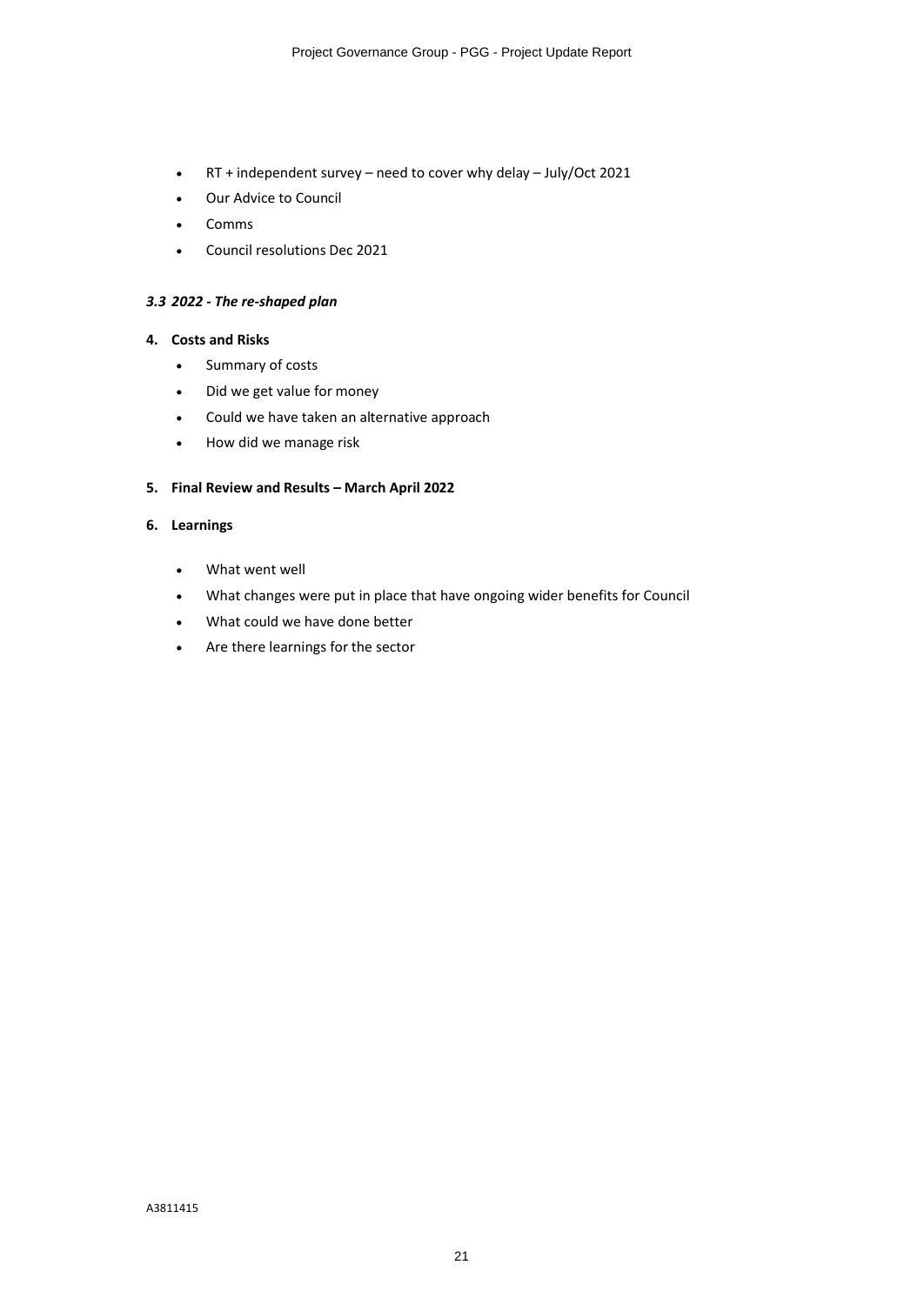- RT + independent survey – need to cover why delay – July/Oct 2021
- Our Advice to Council
- Comms
- Council resolutions Dec 2021

### *3.3 2022 - The re-shaped plan*

**4. Costs and Risks**

- Summary of costs
- Did we get value for money
- Could we have taken an alternative approach
- How did we manage risk

**5. Final Review and Results – March April 2022**

**6. Learnings**

- What went well
- What changes were put in place that have ongoing wider benefits for Council
- What could we have done better
- Are there learnings for the sector

A3811415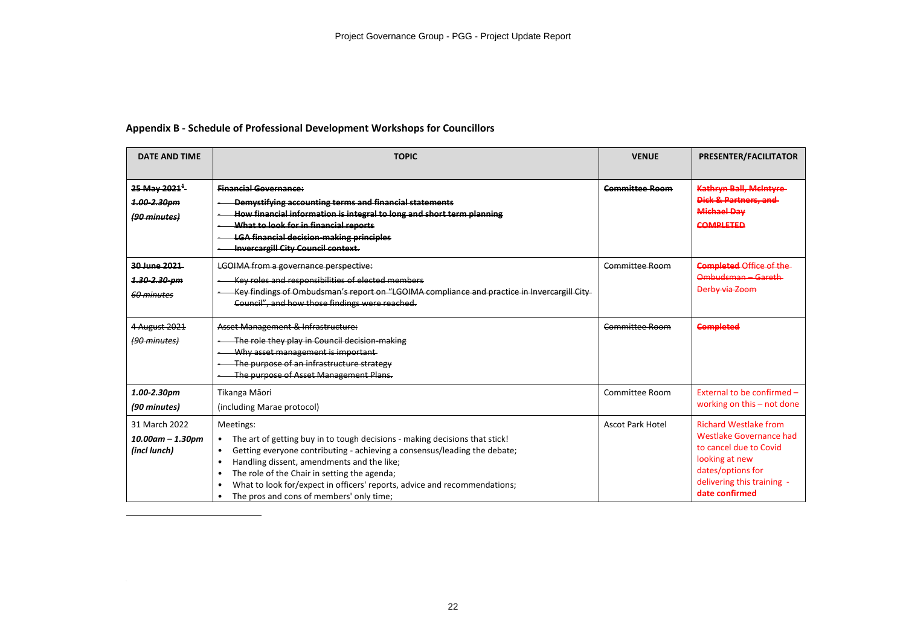## Appendix B - Schedule of Professional Development Workshops for Councillors

| DATE AND TIME | TOPIC | VENUE | PRESENTER/FACILITATOR |
|---|---|---|---|
| ~~25 May 2021~~[1] ~~*1.00-2.30pm*~~ ~~*(90 minutes)*~~ | ~~**Financial Governance:**~~ <br> - ~~**Demystifying accounting terms and financial statements**~~ <br> - ~~**How financial information is integral to long and short term planning**~~ <br> - ~~**What to look for in financial reports**~~ <br> - ~~**LGA financial decision-making principles**~~ <br> - ~~**Invercargill City Council context.**~~ | ~~**Committee Room**~~ | ~~**Kathryn Ball, McIntyre Dick & Partners, and Michael Day**~~ ~~**COMPLETED**~~ |
| ~~**30 June 2021**~~ ~~*1.30-2.30 pm*~~ ~~*60 minutes*~~ | ~~LGOIMA from a governance perspective:~~ <br> - ~~Key roles and responsibilities of elected members~~ <br> - ~~Key findings of Ombudsman's report on "LGOIMA compliance and practice in Invercargill City Council", and how those findings were reached.~~ | ~~Committee Room~~ | ~~**Completed** Office of the Ombudsman – Gareth Derby via Zoom~~ |
| ~~4 August 2021~~ ~~*(90 minutes)*~~ | ~~Asset Management & Infrastructure:~~ <br> - ~~The role they play in Council decision-making~~ <br> - ~~Why asset management is important~~ <br> - ~~The purpose of an infrastructure strategy~~ <br> - ~~The purpose of Asset Management Plans.~~ | ~~Committee Room~~ | ~~**Completed**~~ |
| *1.00-2.30pm* *(90 minutes)* | Tikanga Māori (including Marae protocol) | Committee Room | External to be confirmed – working on this – not done |
| 31 March 2022 *10.00am – 1.30pm* *(incl lunch)* | Meetings: <br> • The art of getting buy in to tough decisions - making decisions that stick! <br> • Getting everyone contributing - achieving a consensus/leading the debate; <br> • Handling dissent, amendments and the like; <br> • The role of the Chair in setting the agenda; <br> • What to look for/expect in officers' reports, advice and recommendations; <br> • The pros and cons of members' only time; | Ascot Park Hotel | Richard Westlake from Westlake Governance had to cancel due to Covid looking at new dates/options for delivering this training - **date confirmed** |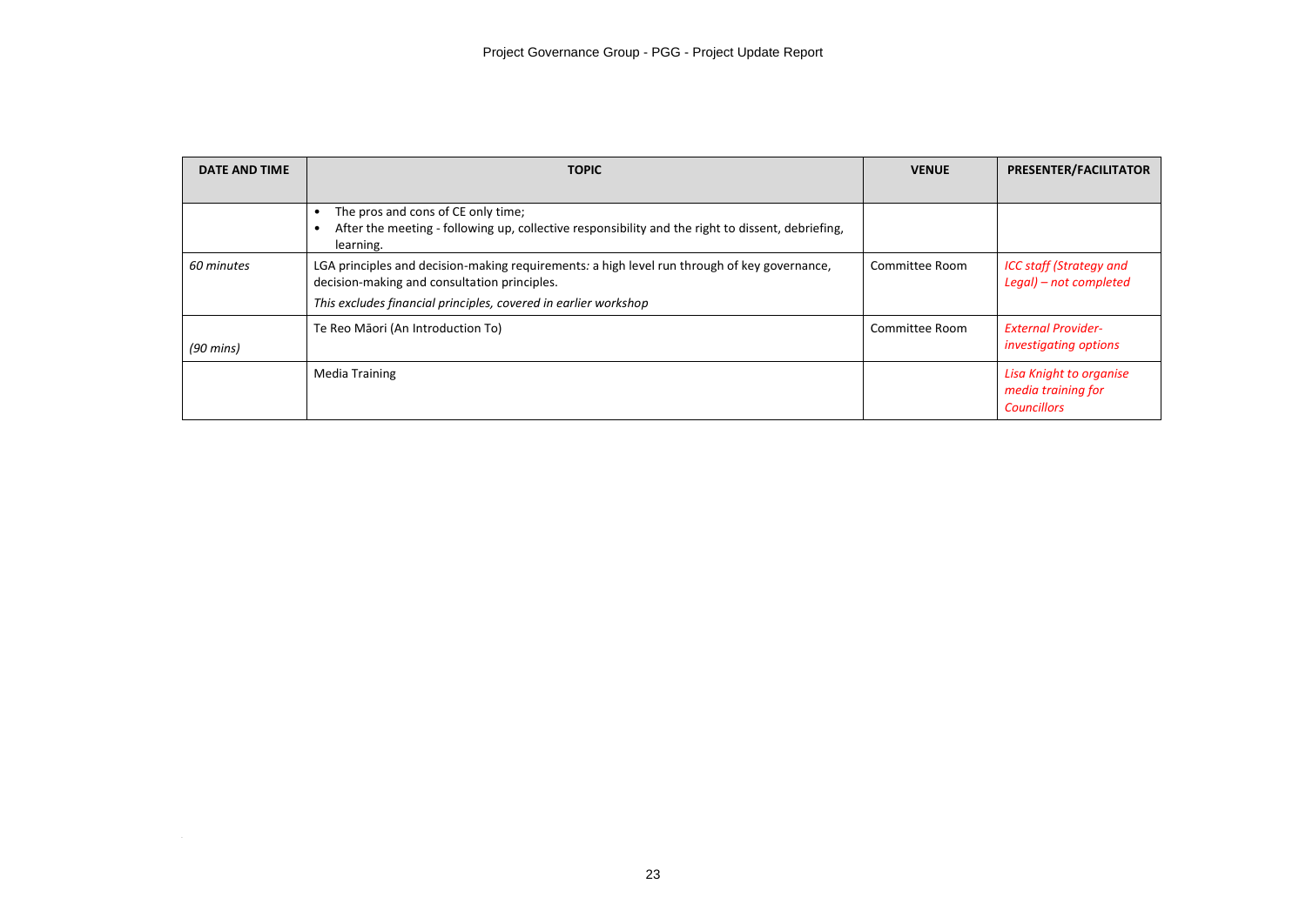| DATE AND TIME | TOPIC | VENUE | PRESENTER/FACILITATOR |
|---|---|---|---|
| | • The pros and cons of CE only time;<br>• After the meeting - following up, collective responsibility and the right to dissent, debriefing, learning. | | |
| *60 minutes* | LGA principles and decision-making requirements*:* a high level run through of key governance, decision-making and consultation principles.<br>*This excludes financial principles, covered in earlier workshop* | Committee Room | *ICC staff (Strategy and Legal) – not completed* |
| *(90 mins)* | Te Reo Māori (An Introduction To) | Committee Room | *External Provider- investigating options* |
| | Media Training | | *Lisa Knight to organise media training for Councillors* |